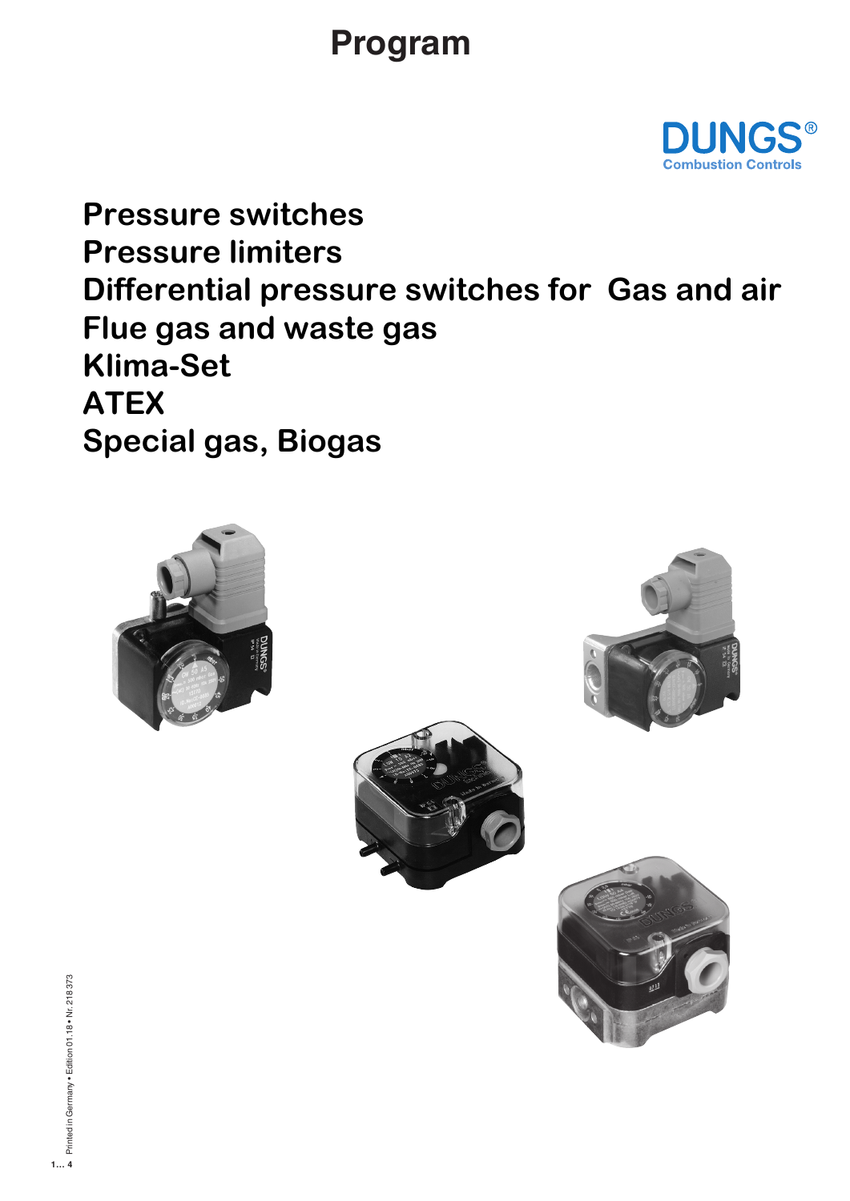# Program

DUNGS®
Combustion Controls

**Pressure switches**
**Pressure limiters**
**Differential pressure switches for Gas and air**
**Flue gas and waste gas**
**Klima-Set**
**ATEX**
**Special gas, Biogas**

Printed in Germany • Edition 01.18 • Nr. 218 373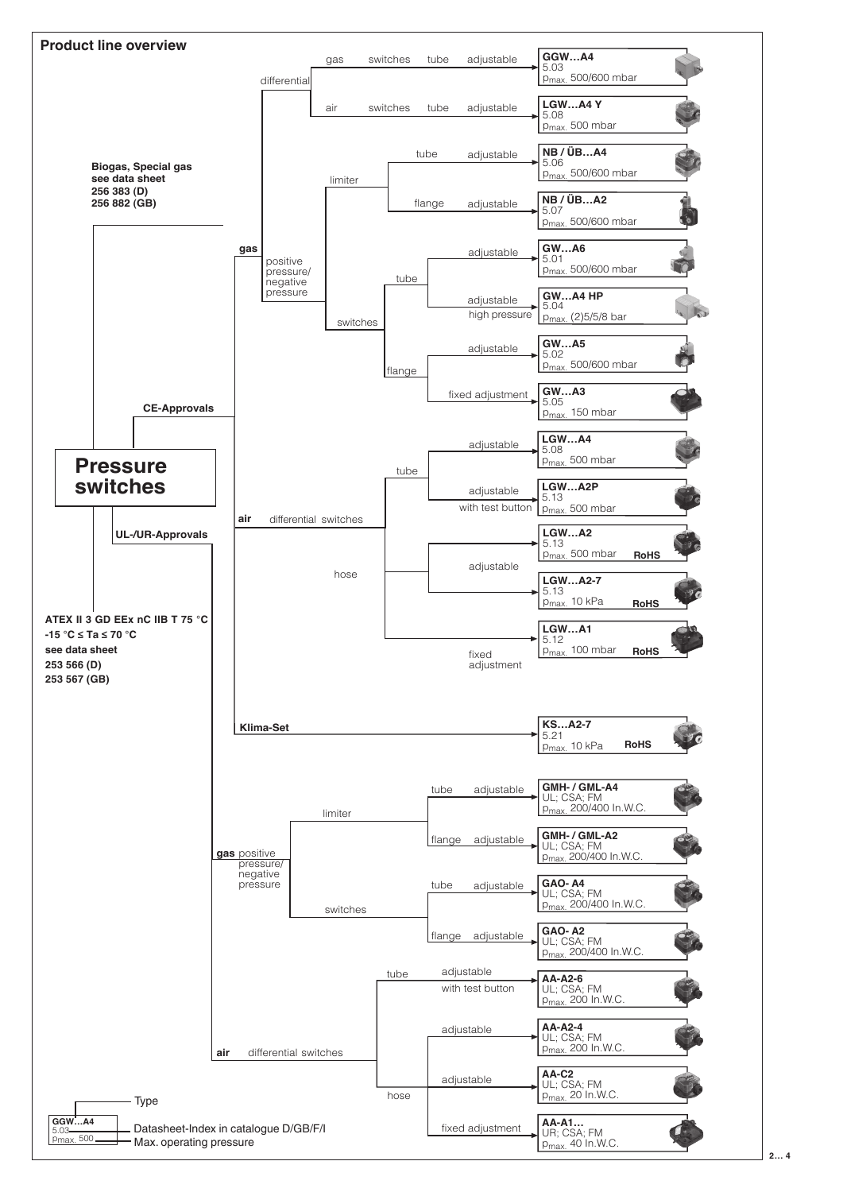## Product line overview

**Pressure switches**

**Biogas, Special gas see data sheet 256 383 (D) 256 882 (GB)**

**ATEX II 3 GD EEx nC IIB T 75 °C -15 °C ≤ Ta ≤ 70 °C see data sheet 253 566 (D) 253 567 (GB)**

### CE-Approvals

| Medium | Category | Type | Connection | Adjustment | Product | Datasheet | $p_{max.}$ | |
|---|---|---|---|---|---|---|---|---|
| gas | differential | gas switches | tube | adjustable | GGW…A4 | 5.03 | 500/600 mbar | |
| gas | differential | air switches | tube | adjustable | LGW…A4 Y | 5.08 | 500 mbar | |
| gas | positive pressure/negative pressure | limiter | tube | adjustable | NB / ÜB…A4 | 5.06 | 500/600 mbar | |
| gas | positive pressure/negative pressure | limiter | flange | adjustable | NB / ÜB…A2 | 5.07 | 500/600 mbar | |
| gas | positive pressure/negative pressure | switches | tube | adjustable | GW…A6 | 5.01 | 500/600 mbar | |
| gas | positive pressure/negative pressure | switches | tube | adjustable high pressure | GW…A4 HP | 5.04 | (2)5/5/8 bar | |
| gas | positive pressure/negative pressure | switches | flange | adjustable | GW…A5 | 5.02 | 500/600 mbar | |
| gas | positive pressure/negative pressure | switches | flange | fixed adjustment | GW…A3 | 5.05 | 150 mbar | |
| air | differential switches | | tube | adjustable | LGW…A4 | 5.08 | 500 mbar | |
| air | differential switches | | tube | adjustable with test button | LGW…A2P | 5.13 | 500 mbar | |
| air | differential switches | | hose | adjustable | LGW…A2 | 5.13 | 500 mbar | RoHS |
| air | differential switches | | hose | adjustable | LGW…A2-7 | 5.13 | 10 kPa | RoHS |
| air | differential switches | | hose | fixed adjustment | LGW…A1 | 5.12 | 100 mbar | RoHS |
| Klima-Set | | | | | KS…A2-7 | 5.21 | 10 kPa | RoHS |

### UL-/UR-Approvals

| Medium | Category | Type | Connection | Adjustment | Product | Approvals | $p_{max.}$ |
|---|---|---|---|---|---|---|---|
| gas | positive pressure/negative pressure | limiter | tube | adjustable | GMH- / GML-A4 | UL; CSA; FM | 200/400 In.W.C. |
| gas | positive pressure/negative pressure | limiter | flange | adjustable | GMH- / GML-A2 | UL; CSA; FM | 200/400 In.W.C. |
| gas | positive pressure/negative pressure | switches | tube | adjustable | GAO- A4 | UL; CSA; FM | 200/400 In.W.C. |
| gas | positive pressure/negative pressure | switches | flange | adjustable | GAO- A2 | UL; CSA; FM | 200/400 In.W.C. |
| air | differential switches | | tube | adjustable with test button | AA-A2-6 | UL; CSA; FM | 200 In.W.C. |
| air | differential switches | | hose | adjustable | AA-A2-4 | UL; CSA; FM | 200 In.W.C. |
| air | differential switches | | hose | adjustable | AA-C2 | UL; CSA; FM | 20 In.W.C. |
| air | differential switches | | hose | fixed adjustment | AA-A1… | UR; CSA; FM | 40 In.W.C. |

**Legend:**

- GGW…A4 — Type
- 5.03 — Datasheet-Index in catalogue D/GB/F/I
- $p_{max.}$ 500 — Max. operating pressure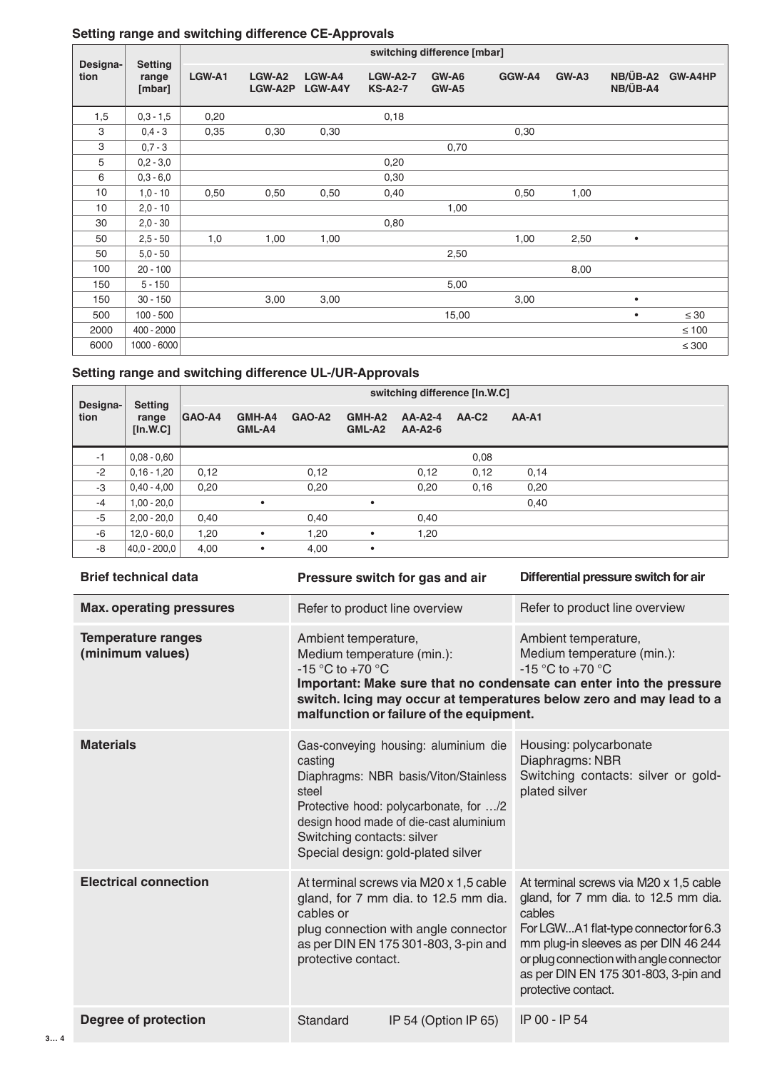## Setting range and switching difference CE-Approvals

| Designation | Setting range [mbar] | switching difference [mbar] | | | | | | | | |
|---|---|---|---|---|---|---|---|---|---|---|
| | | LGW-A1 | LGW-A2 LGW-A2P | LGW-A4 LGW-A4Y | LGW-A2-7 KS-A2-7 | GW-A6 GW-A5 | GGW-A4 | GW-A3 | NB/ÜB-A2 NB/ÜB-A4 | GW-A4HP |
| 1,5 | 0,3 - 1,5 | 0,20 | | | 0,18 | | | | | |
| 3 | 0,4 - 3 | 0,35 | 0,30 | 0,30 | | | 0,30 | | | |
| 3 | 0,7 - 3 | | | | | 0,70 | | | | |
| 5 | 0,2 - 3,0 | | | | 0,20 | | | | | |
| 6 | 0,3 - 6,0 | | | | 0,30 | | | | | |
| 10 | 1,0 - 10 | 0,50 | 0,50 | 0,50 | 0,40 | | 0,50 | 1,00 | | |
| 10 | 2,0 - 10 | | | | | 1,00 | | | | |
| 30 | 2,0 - 30 | | | | 0,80 | | | | | |
| 50 | 2,5 - 50 | 1,0 | 1,00 | 1,00 | | | 1,00 | 2,50 | • | |
| 50 | 5,0 - 50 | | | | | 2,50 | | | | |
| 100 | 20 - 100 | | | | | | | 8,00 | | |
| 150 | 5 - 150 | | | | | 5,00 | | | | |
| 150 | 30 - 150 | | 3,00 | 3,00 | | | 3,00 | | • | |
| 500 | 100 - 500 | | | | | 15,00 | | | • | ≤ 30 |
| 2000 | 400 - 2000 | | | | | | | | | ≤ 100 |
| 6000 | 1000 - 6000 | | | | | | | | | ≤ 300 |

## Setting range and switching difference UL-/UR-Approvals

| Designation | Setting range [In.W.C] | switching difference [In.W.C] | | | | | | |
|---|---|---|---|---|---|---|---|---|
| | | GAO-A4 | GMH-A4 GML-A4 | GAO-A2 | GMH-A2 GML-A2 | AA-A2-4 AA-A2-6 | AA-C2 | AA-A1 |
| -1 | 0,08 - 0,60 | | | | | | 0,08 | |
| -2 | 0,16 - 1,20 | 0,12 | | 0,12 | | 0,12 | 0,12 | 0,14 |
| -3 | 0,40 - 4,00 | 0,20 | | 0,20 | | 0,20 | 0,16 | 0,20 |
| -4 | 1,00 - 20,0 | | • | | • | | | 0,40 |
| -5 | 2,00 - 20,0 | 0,40 | | 0,40 | | 0,40 | | |
| -6 | 12,0 - 60,0 | 1,20 | • | 1,20 | • | 1,20 | | |
| -8 | 40,0 - 200,0 | 4,00 | • | 4,00 | • | | | |

| Brief technical data | Pressure switch for gas and air | Differential pressure switch for air |
|---|---|---|
| **Max. operating pressures** | Refer to product line overview | Refer to product line overview |
| **Temperature ranges (minimum values)** | Ambient temperature, Medium temperature (min.): -15 °C to +70 °C | Ambient temperature, Medium temperature (min.): -15 °C to +70 °C |
| | **Important: Make sure that no condensate can enter into the pressure switch. Icing may occur at temperatures below zero and may lead to a malfunction or failure of the equipment.** | |
| **Materials** | Gas-conveying housing: aluminium die casting<br>Diaphragms: NBR basis/Viton/Stainless steel<br>Protective hood: polycarbonate, for .../2 design hood made of die-cast aluminium<br>Switching contacts: silver<br>Special design: gold-plated silver | Housing: polycarbonate<br>Diaphragms: NBR<br>Switching contacts: silver or gold-plated silver |
| **Electrical connection** | At terminal screws via M20 x 1,5 cable gland, for 7 mm dia. to 12.5 mm dia. cables or<br>plug connection with angle connector as per DIN EN 175 301-803, 3-pin and protective contact. | At terminal screws via M20 x 1,5 cable gland, for 7 mm dia. to 12.5 mm dia. cables<br>For LGW...A1 flat-type connector for 6.3 mm plug-in sleeves as per DIN 46 244 or plug connection with angle connector as per DIN EN 175 301-803, 3-pin and protective contact. |
| **Degree of protection** | Standard IP 54 (Option IP 65) | IP 00 - IP 54 |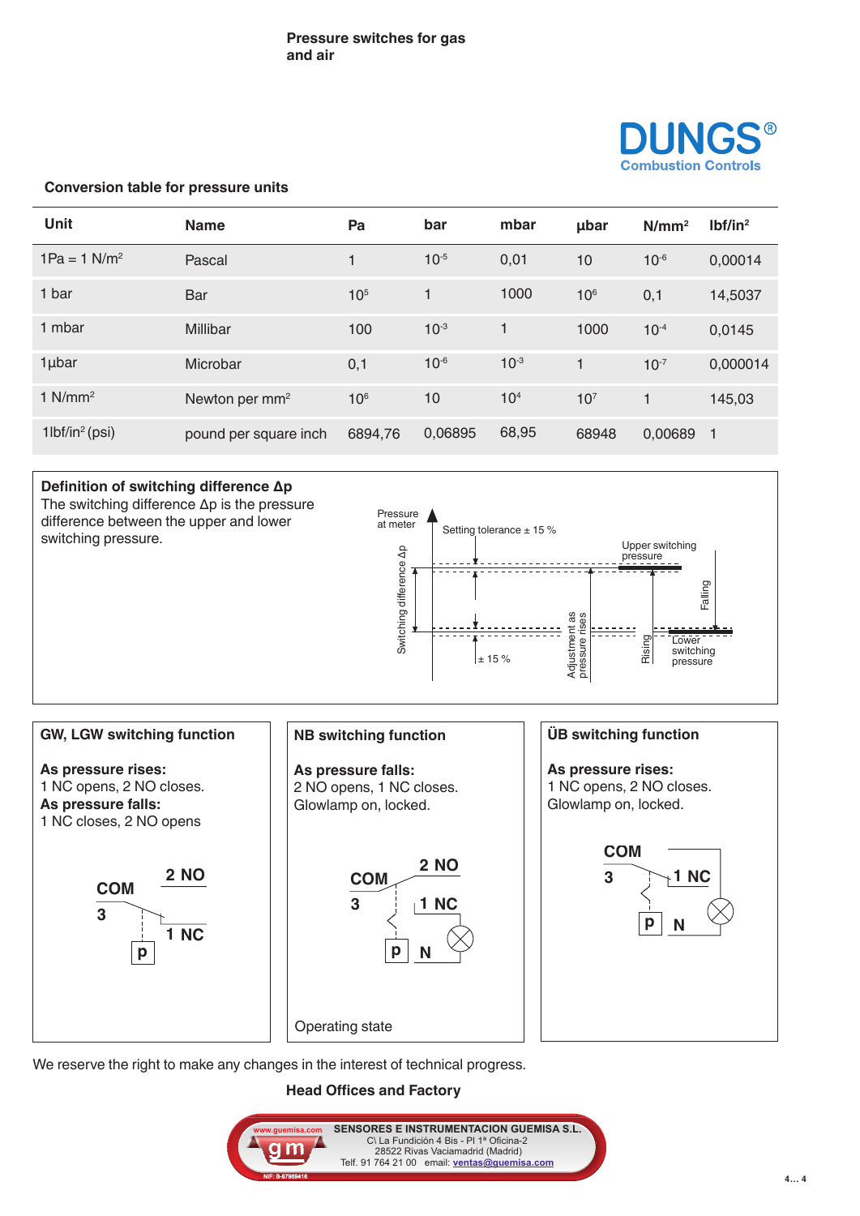Pressure switches for gas and air

DUNGS®
Combustion Controls

## Conversion table for pressure units

| Unit | Name | Pa | bar | mbar | µbar | N/mm² | lbf/in² |
|---|---|---|---|---|---|---|---|
| 1Pa = 1 N/m² | Pascal | 1 | $10^{-5}$ | 0,01 | 10 | $10^{-6}$ | 0,00014 |
| 1 bar | Bar | $10^{5}$ | 1 | 1000 | $10^{6}$ | 0,1 | 14,5037 |
| 1 mbar | Millibar | 100 | $10^{-3}$ | 1 | 1000 | $10^{-4}$ | 0,0145 |
| 1µbar | Microbar | 0,1 | $10^{-6}$ | $10^{-3}$ | 1 | $10^{-7}$ | 0,000014 |
| 1 N/mm² | Newton per mm² | $10^{6}$ | 10 | $10^{4}$ | $10^{7}$ | 1 | 145,03 |
| 1lbf/in² (psi) | pound per square inch | 6894,76 | 0,06895 | 68,95 | 68948 | 0,00689 | 1 |

### Definition of switching difference Δp

The switching difference Δp is the pressure difference between the upper and lower switching pressure.

Pressure at meter
Setting tolerance ± 15 %
Upper switching pressure
Switching difference Δp
Falling
± 15 %
Adjustment as pressure rises
Rising
Lower switching pressure

### GW, LGW switching function

**As pressure rises:**
1 NC opens, 2 NO closes.
**As pressure falls:**
1 NC closes, 2 NO opens

2 NO
COM
3
1 NC
p

### NB switching function

**As pressure falls:**
2 NO opens, 1 NC closes.
Glowlamp on, locked.

COM
2 NO
3
1 NC
p
N

Operating state

### ÜB switching function

**As pressure rises:**
1 NC opens, 2 NO closes.
Glowlamp on, locked.

COM
3
1 NC
p
N

We reserve the right to make any changes in the interest of technical progress.

**Head Offices and Factory**

www.guemisa.com
gm
NIF: B-87969416
SENSORES E INSTRUMENTACION GUEMISA S.L.
C\ La Fundición 4 Bis - Pl 1ª Oficina-2
28522 Rivas Vaciamadrid (Madrid)
Telf. 91 764 21 00 email: ventas@guemisa.com